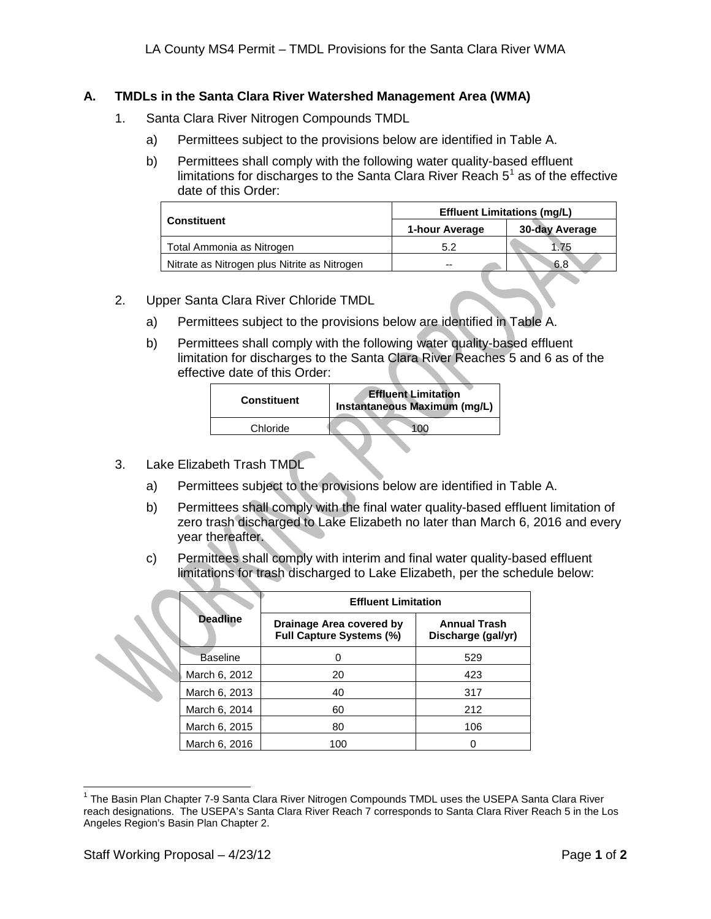## A. TMDLs in the Santa Clara River Watershed Management Area (WMA)

1. Santa Clara River Nitrogen Compounds TMDL

   a) Permittees subject to the provisions below are identified in Table A.

   b) Permittees shall comply with the following water quality-based effluent limitations for discharges to the Santa Clara River Reach 5[1] as of the effective date of this Order:

| Constituent | Effluent Limitations (mg/L) | |
|---|---|---|
| | 1-hour Average | 30-day Average |
| Total Ammonia as Nitrogen | 5.2 | 1.75 |
| Nitrate as Nitrogen plus Nitrite as Nitrogen | -- | 6.8 |

2. Upper Santa Clara River Chloride TMDL

   a) Permittees subject to the provisions below are identified in Table A.

   b) Permittees shall comply with the following water quality-based effluent limitation for discharges to the Santa Clara River Reaches 5 and 6 as of the effective date of this Order:

| Constituent | Effluent Limitation Instantaneous Maximum (mg/L) |
|---|---|
| Chloride | 100 |

3. Lake Elizabeth Trash TMDL

   a) Permittees subject to the provisions below are identified in Table A.

   b) Permittees shall comply with the final water quality-based effluent limitation of zero trash discharged to Lake Elizabeth no later than March 6, 2016 and every year thereafter.

   c) Permittees shall comply with interim and final water quality-based effluent limitations for trash discharged to Lake Elizabeth, per the schedule below:

| Deadline | Effluent Limitation | |
|---|---|---|
| | Drainage Area covered by Full Capture Systems (%) | Annual Trash Discharge (gal/yr) |
| Baseline | 0 | 529 |
| March 6, 2012 | 20 | 423 |
| March 6, 2013 | 40 | 317 |
| March 6, 2014 | 60 | 212 |
| March 6, 2015 | 80 | 106 |
| March 6, 2016 | 100 | 0 |

[1] The Basin Plan Chapter 7-9 Santa Clara River Nitrogen Compounds TMDL uses the USEPA Santa Clara River reach designations. The USEPA's Santa Clara River Reach 7 corresponds to Santa Clara River Reach 5 in the Los Angeles Region's Basin Plan Chapter 2.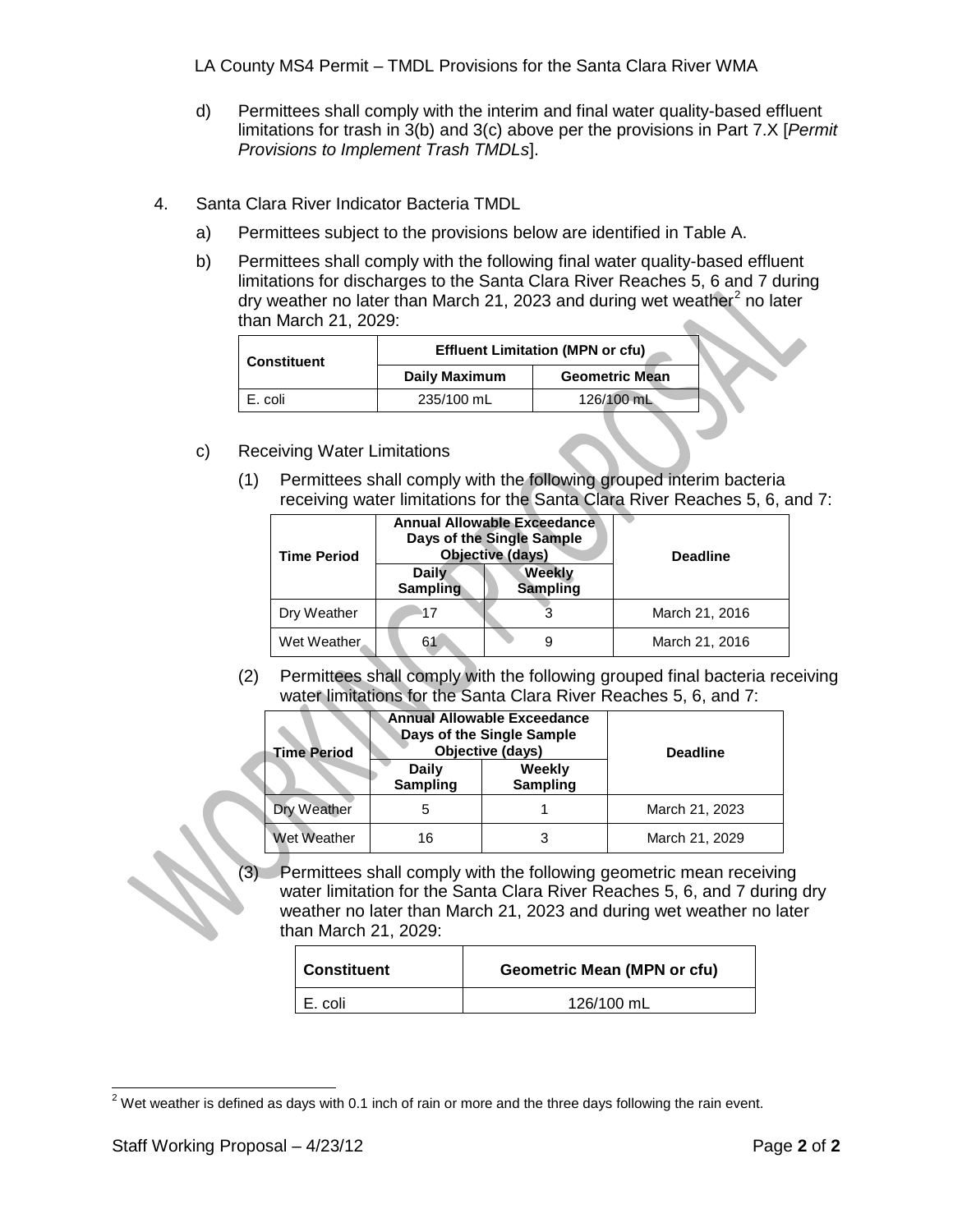d) Permittees shall comply with the interim and final water quality-based effluent limitations for trash in 3(b) and 3(c) above per the provisions in Part 7.X [*Permit Provisions to Implement Trash TMDLs*].

4. Santa Clara River Indicator Bacteria TMDL

a) Permittees subject to the provisions below are identified in Table A.

b) Permittees shall comply with the following final water quality-based effluent limitations for discharges to the Santa Clara River Reaches 5, 6 and 7 during dry weather no later than March 21, 2023 and during wet weather[2] no later than March 21, 2029:

| Constituent | Effluent Limitation (MPN or cfu) | |
|---|---|---|
| | Daily Maximum | Geometric Mean |
| E. coli | 235/100 mL | 126/100 mL |

c) Receiving Water Limitations

(1) Permittees shall comply with the following grouped interim bacteria receiving water limitations for the Santa Clara River Reaches 5, 6, and 7:

| Time Period | Annual Allowable Exceedance Days of the Single Sample Objective (days) | | Deadline |
|---|---|---|---|
| | Daily Sampling | Weekly Sampling | |
| Dry Weather | 17 | 3 | March 21, 2016 |
| Wet Weather | 61 | 9 | March 21, 2016 |

(2) Permittees shall comply with the following grouped final bacteria receiving water limitations for the Santa Clara River Reaches 5, 6, and 7:

| Time Period | Annual Allowable Exceedance Days of the Single Sample Objective (days) | | Deadline |
|---|---|---|---|
| | Daily Sampling | Weekly Sampling | |
| Dry Weather | 5 | 1 | March 21, 2023 |
| Wet Weather | 16 | 3 | March 21, 2029 |

(3) Permittees shall comply with the following geometric mean receiving water limitation for the Santa Clara River Reaches 5, 6, and 7 during dry weather no later than March 21, 2023 and during wet weather no later than March 21, 2029:

| Constituent | Geometric Mean (MPN or cfu) |
|---|---|
| E. coli | 126/100 mL |

[2] Wet weather is defined as days with 0.1 inch of rain or more and the three days following the rain event.